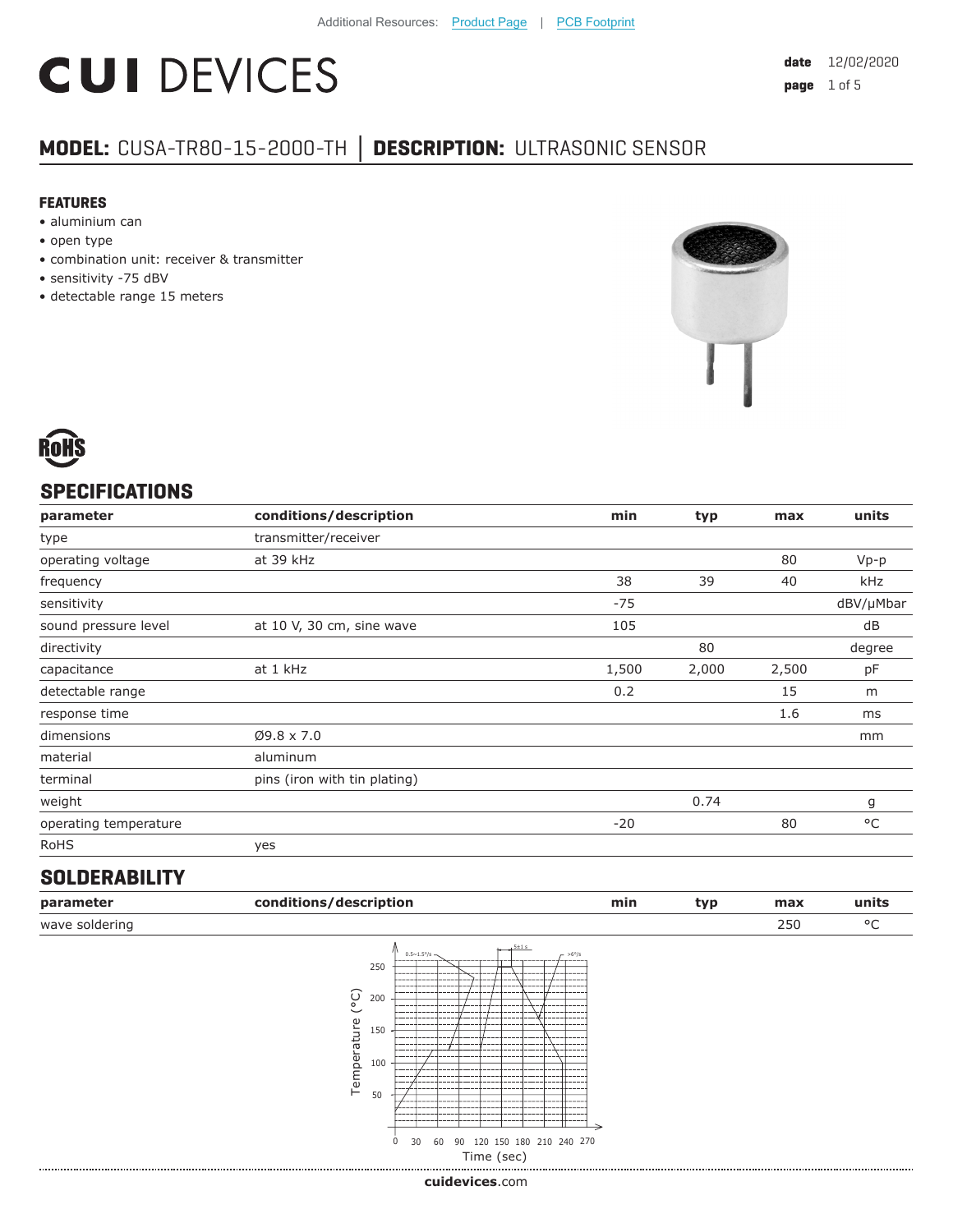Additional Resources: Product Page | PCB Footprint

# CUI DEVICES

**date** 12/02/2020

## MODEL: CUSA-TR80-15-2000-TH | DESCRIPTION: ULTRASONIC SENSOR

### FEATURES

- aluminium can
- open type
- combination unit: receiver & transmitter
- sensitivity -75 dBV
- detectable range 15 meters

RoHS

## SPECIFICATIONS

| parameter | conditions/description | min | typ | max | units |
|---|---|---|---|---|---|
| type | transmitter/receiver | | | | |
| operating voltage | at 39 kHz | | | 80 | Vp-p |
| frequency | | 38 | 39 | 40 | kHz |
| sensitivity | | -75 | | | dBV/μMbar |
| sound pressure level | at 10 V, 30 cm, sine wave | 105 | | | dB |
| directivity | | | 80 | | degree |
| capacitance | at 1 kHz | 1,500 | 2,000 | 2,500 | pF |
| detectable range | | 0.2 | | 15 | m |
| response time | | | | 1.6 | ms |
| dimensions | Ø9.8 x 7.0 | | | | mm |
| material | aluminum | | | | |
| terminal | pins (iron with tin plating) | | | | |
| weight | | | 0.74 | | g |
| operating temperature | | -20 | | 80 | °C |
| RoHS | yes | | | | |

## SOLDERABILITY

| parameter | conditions/description | min | typ | max | units |
|---|---|---|---|---|---|
| wave soldering | | | | 250 | °C |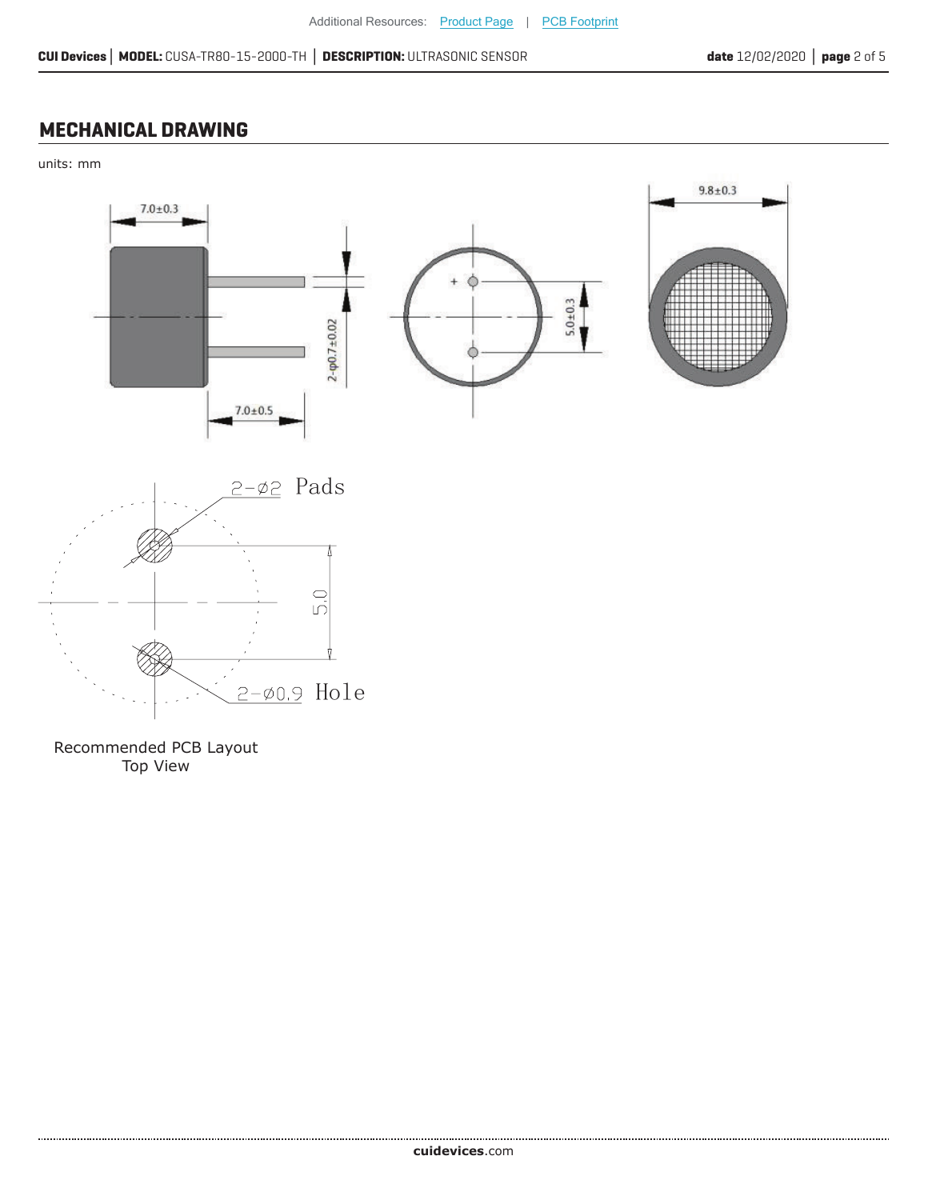## MECHANICAL DRAWING

units: mm

7.0±0.3

7.0±0.5

2-φ0.7±0.02

5.0±0.3

9.8±0.3

2-Ø2 Pads

5.0

2-Ø0.9 Hole

Recommended PCB Layout
Top View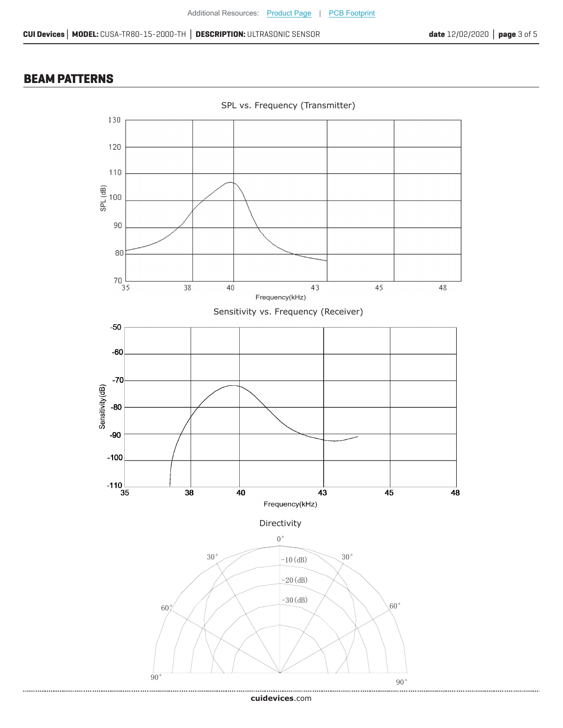## BEAM PATTERNS

SPL vs. Frequency (Transmitter)

SPL (dB)

130, 120, 110, 100, 90, 80, 70

35, 38, 40, 43, 45, 48

Frequency(kHz)

Sensitivity vs. Frequency (Receiver)

Sensitivity (dB)

-50, -60, -70, -80, -90, -100, -110

35, 38, 40, 43, 45, 48

Frequency(kHz)

Directivity

0°

30°, 30°

60°, 60°

90°, 90°

-10 (dB)

-20 (dB)

-30 (dB)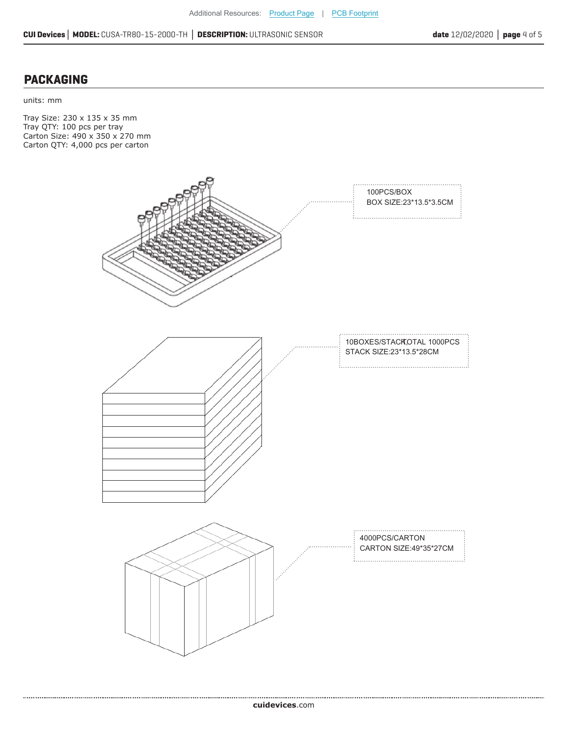## PACKAGING

units: mm

Tray Size: 230 x 135 x 35 mm
Tray QTY: 100 pcs per tray
Carton Size: 490 x 350 x 270 mm
Carton QTY: 4,000 pcs per carton

100PCS/BOX
BOX SIZE:23*13.5*3.5CM

10BOXES/STACK,TOTAL 1000PCS
STACK SIZE:23*13.5*28CM

4000PCS/CARTON
CARTON SIZE:49*35*27CM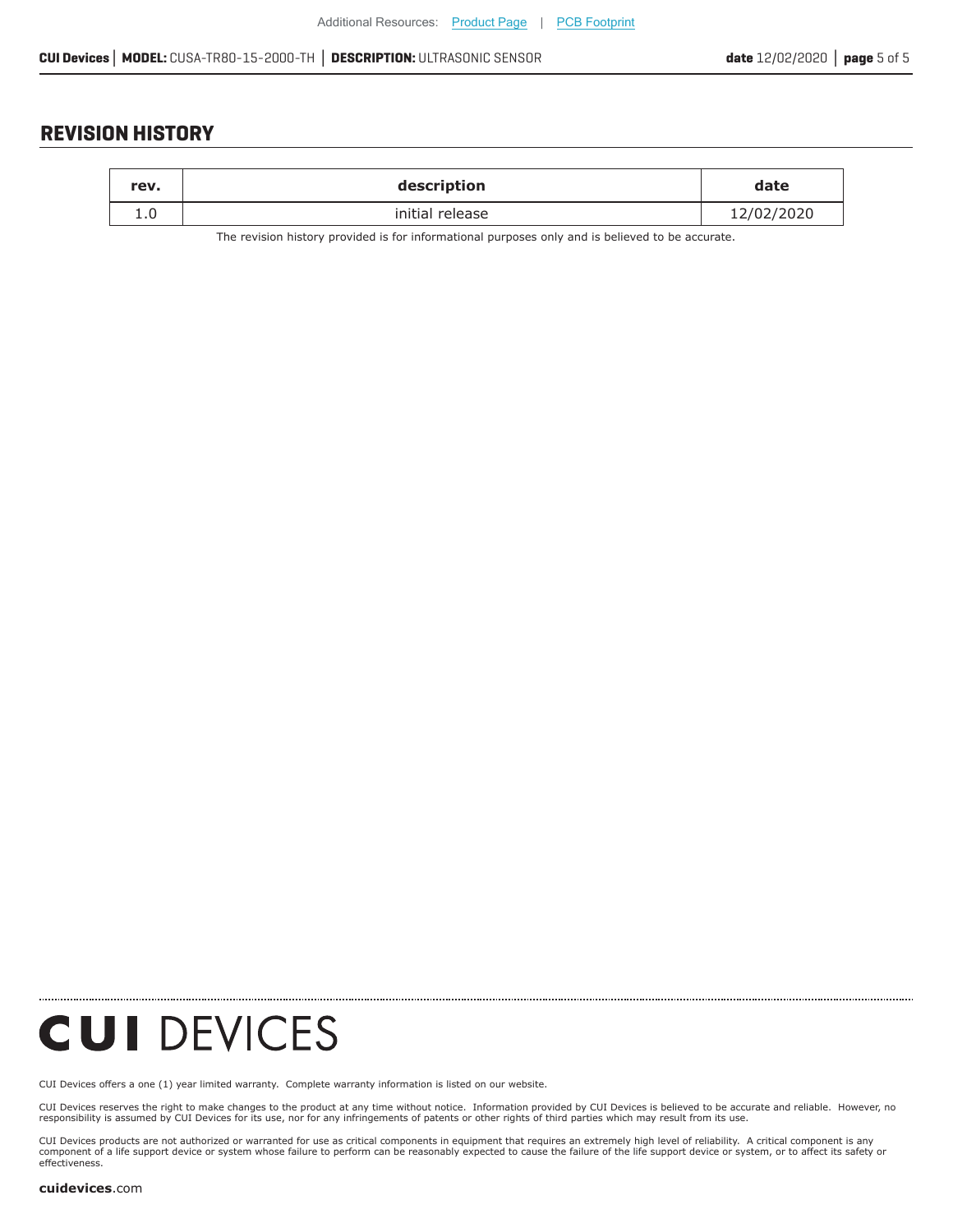## REVISION HISTORY

| rev. | description | date |
| --- | --- | --- |
| 1.0 | initial release | 12/02/2020 |

The revision history provided is for informational purposes only and is believed to be accurate.

CUI DEVICES

CUI Devices offers a one (1) year limited warranty. Complete warranty information is listed on our website.

CUI Devices reserves the right to make changes to the product at any time without notice. Information provided by CUI Devices is believed to be accurate and reliable. However, no responsibility is assumed by CUI Devices for its use, nor for any infringements of patents or other rights of third parties which may result from its use.

CUI Devices products are not authorized or warranted for use as critical components in equipment that requires an extremely high level of reliability. A critical component is any component of a life support device or system whose failure to perform can be reasonably expected to cause the failure of the life support device or system, or to affect its safety or effectiveness.

**cuidevices**.com